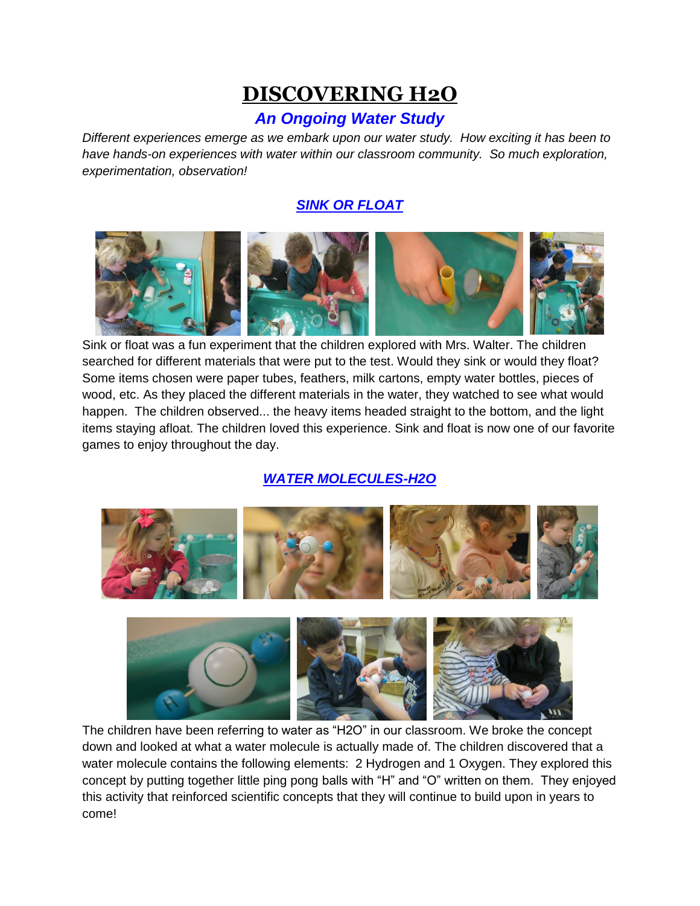# DISCOVERING H2O

## *An Ongoing Water Study*

*Different experiences emerge as we embark upon our water study. How exciting it has been to have hands-on experiences with water within our classroom community. So much exploration, experimentation, observation!*

### *SINK OR FLOAT*

Sink or float was a fun experiment that the children explored with Mrs. Walter. The children searched for different materials that were put to the test. Would they sink or would they float? Some items chosen were paper tubes, feathers, milk cartons, empty water bottles, pieces of wood, etc. As they placed the different materials in the water, they watched to see what would happen. The children observed... the heavy items headed straight to the bottom, and the light items staying afloat. The children loved this experience. Sink and float is now one of our favorite games to enjoy throughout the day.

### *WATER MOLECULES-H2O*

The children have been referring to water as "H2O" in our classroom. We broke the concept down and looked at what a water molecule is actually made of. The children discovered that a water molecule contains the following elements: 2 Hydrogen and 1 Oxygen. They explored this concept by putting together little ping pong balls with "H" and "O" written on them. They enjoyed this activity that reinforced scientific concepts that they will continue to build upon in years to come!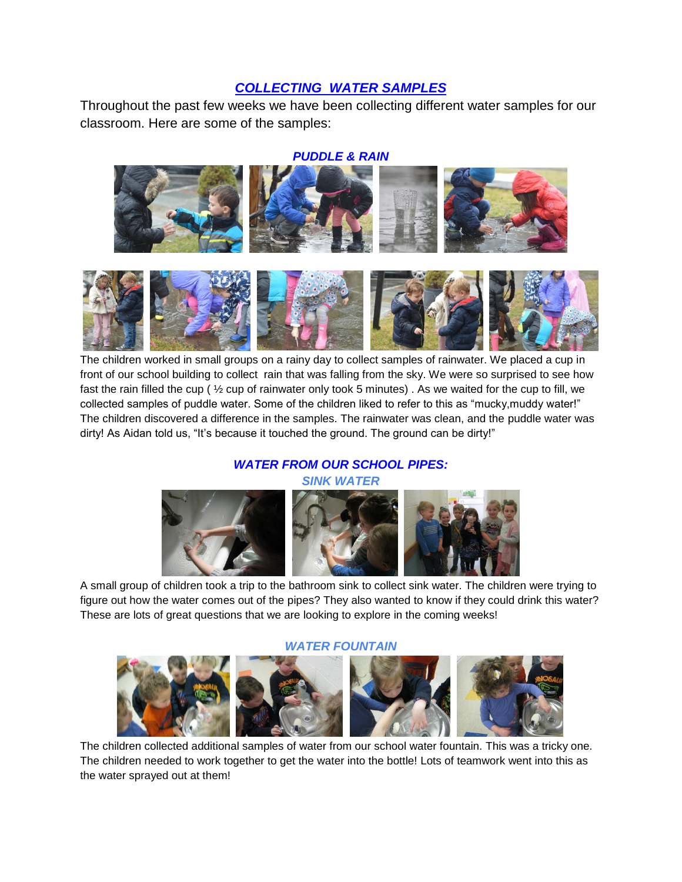## *COLLECTING WATER SAMPLES*

Throughout the past few weeks we have been collecting different water samples for our classroom. Here are some of the samples:

### *PUDDLE & RAIN*

The children worked in small groups on a rainy day to collect samples of rainwater. We placed a cup in front of our school building to collect rain that was falling from the sky. We were so surprised to see how fast the rain filled the cup ( ½ cup of rainwater only took 5 minutes) . As we waited for the cup to fill, we collected samples of puddle water. Some of the children liked to refer to this as "mucky,muddy water!" The children discovered a difference in the samples. The rainwater was clean, and the puddle water was dirty! As Aidan told us, "It's because it touched the ground. The ground can be dirty!"

### *WATER FROM OUR SCHOOL PIPES:*

### *SINK WATER*

A small group of children took a trip to the bathroom sink to collect sink water. The children were trying to figure out how the water comes out of the pipes? They also wanted to know if they could drink this water? These are lots of great questions that we are looking to explore in the coming weeks!

### *WATER FOUNTAIN*

The children collected additional samples of water from our school water fountain. This was a tricky one. The children needed to work together to get the water into the bottle! Lots of teamwork went into this as the water sprayed out at them!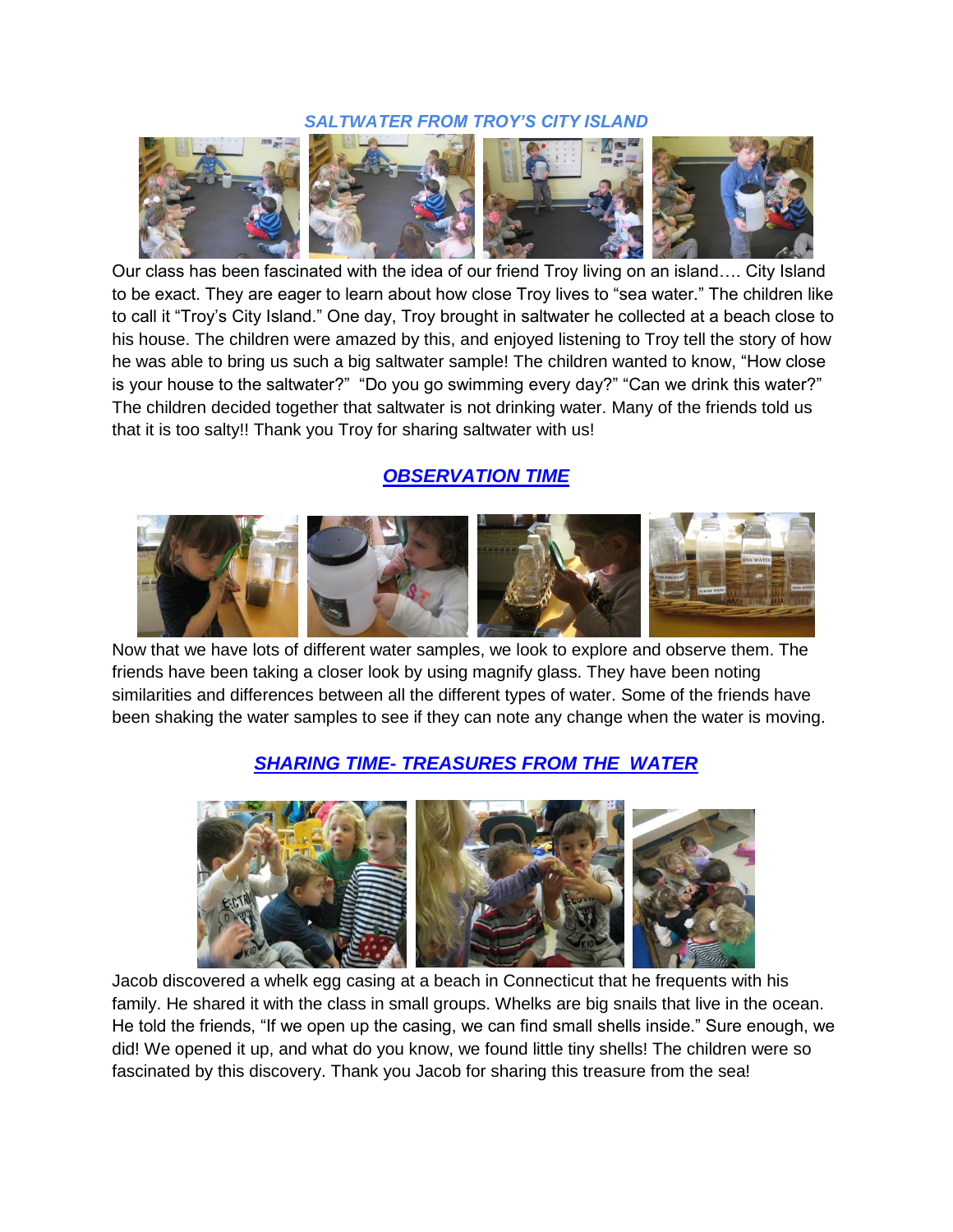### *SALTWATER FROM TROY'S CITY ISLAND*

Our class has been fascinated with the idea of our friend Troy living on an island…. City Island to be exact. They are eager to learn about how close Troy lives to "sea water." The children like to call it "Troy's City Island." One day, Troy brought in saltwater he collected at a beach close to his house. The children were amazed by this, and enjoyed listening to Troy tell the story of how he was able to bring us such a big saltwater sample! The children wanted to know, "How close is your house to the saltwater?" "Do you go swimming every day?" "Can we drink this water?" The children decided together that saltwater is not drinking water. Many of the friends told us that it is too salty!! Thank you Troy for sharing saltwater with us!

### ***OBSERVATION TIME***

Now that we have lots of different water samples, we look to explore and observe them. The friends have been taking a closer look by using magnify glass. They have been noting similarities and differences between all the different types of water. Some of the friends have been shaking the water samples to see if they can note any change when the water is moving.

### ***SHARING TIME- TREASURES FROM THE WATER***

Jacob discovered a whelk egg casing at a beach in Connecticut that he frequents with his family. He shared it with the class in small groups. Whelks are big snails that live in the ocean. He told the friends, "If we open up the casing, we can find small shells inside." Sure enough, we did! We opened it up, and what do you know, we found little tiny shells! The children were so fascinated by this discovery. Thank you Jacob for sharing this treasure from the sea!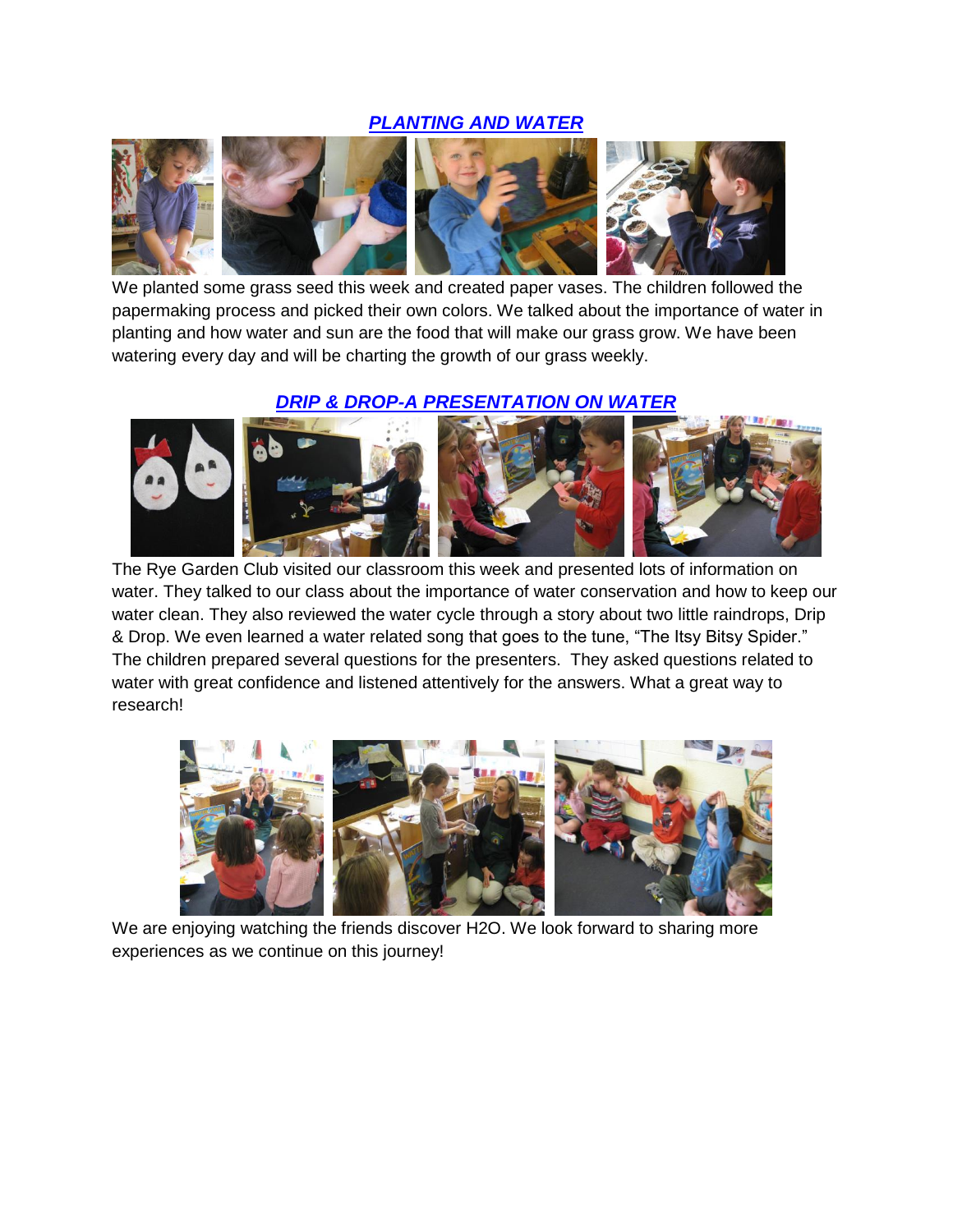## *PLANTING AND WATER*

We planted some grass seed this week and created paper vases. The children followed the papermaking process and picked their own colors. We talked about the importance of water in planting and how water and sun are the food that will make our grass grow. We have been watering every day and will be charting the growth of our grass weekly.

## *DRIP & DROP-A PRESENTATION ON WATER*

The Rye Garden Club visited our classroom this week and presented lots of information on water. They talked to our class about the importance of water conservation and how to keep our water clean. They also reviewed the water cycle through a story about two little raindrops, Drip & Drop. We even learned a water related song that goes to the tune, "The Itsy Bitsy Spider." The children prepared several questions for the presenters. They asked questions related to water with great confidence and listened attentively for the answers. What a great way to research!

We are enjoying watching the friends discover H2O. We look forward to sharing more experiences as we continue on this journey!